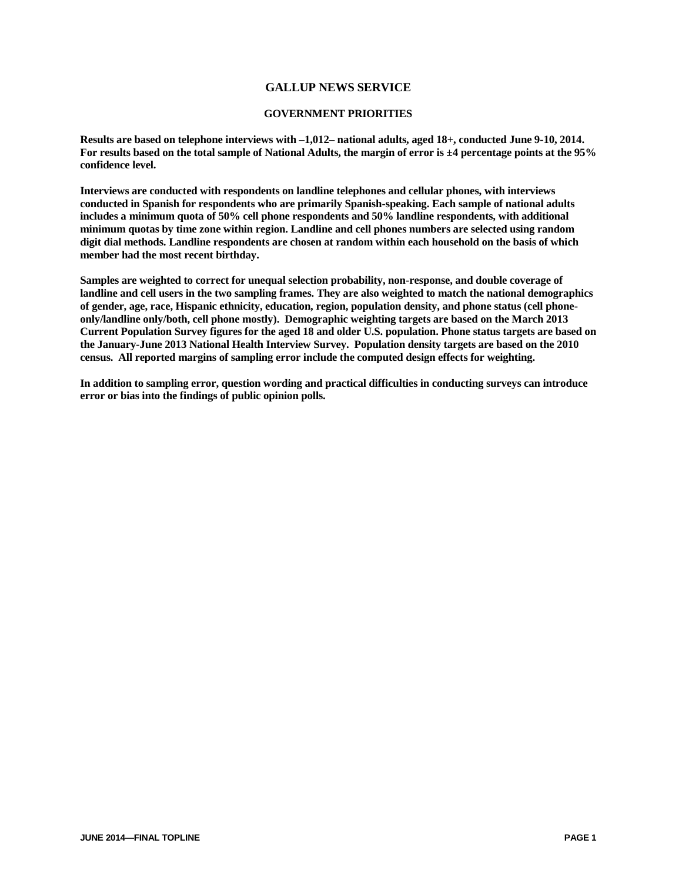# GALLUP NEWS SERVICE

## GOVERNMENT PRIORITIES

**Results are based on telephone interviews with –1,012– national adults, aged 18+, conducted June 9-10, 2014. For results based on the total sample of National Adults, the margin of error is ±4 percentage points at the 95% confidence level.**

**Interviews are conducted with respondents on landline telephones and cellular phones, with interviews conducted in Spanish for respondents who are primarily Spanish-speaking. Each sample of national adults includes a minimum quota of 50% cell phone respondents and 50% landline respondents, with additional minimum quotas by time zone within region. Landline and cell phones numbers are selected using random digit dial methods. Landline respondents are chosen at random within each household on the basis of which member had the most recent birthday.**

**Samples are weighted to correct for unequal selection probability, non-response, and double coverage of landline and cell users in the two sampling frames. They are also weighted to match the national demographics of gender, age, race, Hispanic ethnicity, education, region, population density, and phone status (cell phone-only/landline only/both, cell phone mostly). Demographic weighting targets are based on the March 2013 Current Population Survey figures for the aged 18 and older U.S. population. Phone status targets are based on the January-June 2013 National Health Interview Survey. Population density targets are based on the 2010 census. All reported margins of sampling error include the computed design effects for weighting.**

**In addition to sampling error, question wording and practical difficulties in conducting surveys can introduce error or bias into the findings of public opinion polls.**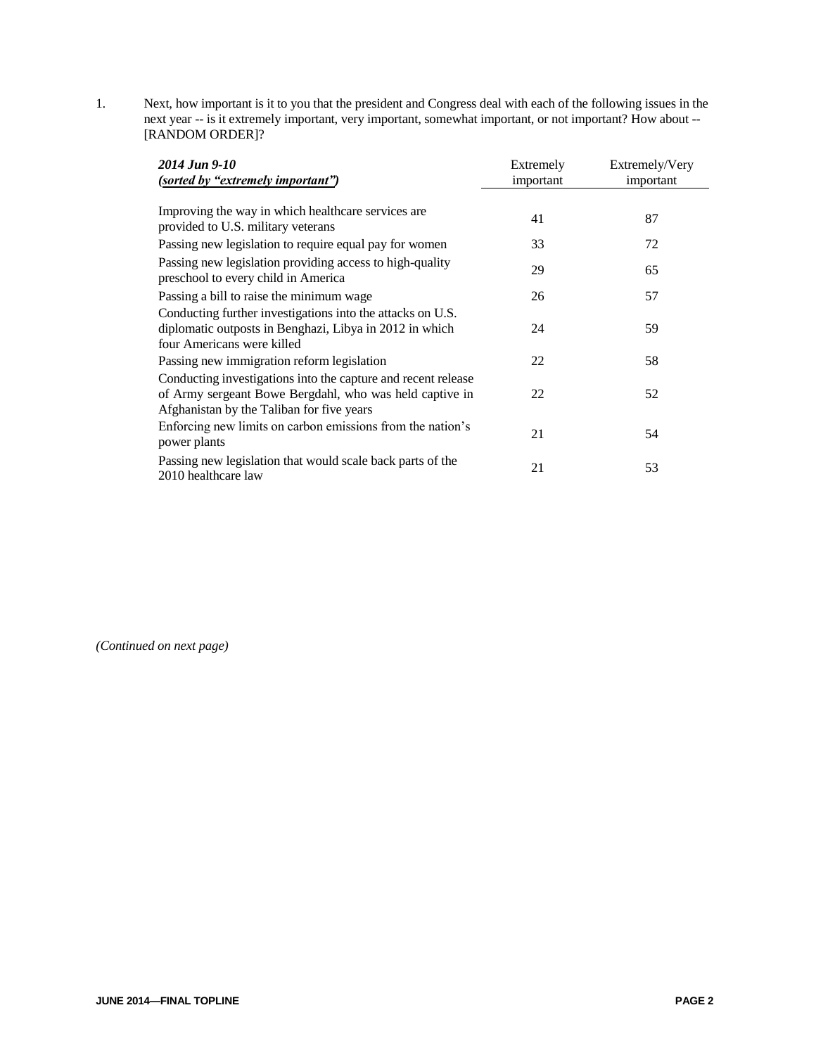1. Next, how important is it to you that the president and Congress deal with each of the following issues in the next year -- is it extremely important, very important, somewhat important, or not important? How about -- [RANDOM ORDER]?

| ***2014 Jun 9-10*** ***(sorted by "extremely important")*** | Extremely important | Extremely/Very important |
|---|---|---|
| Improving the way in which healthcare services are provided to U.S. military veterans | 41 | 87 |
| Passing new legislation to require equal pay for women | 33 | 72 |
| Passing new legislation providing access to high-quality preschool to every child in America | 29 | 65 |
| Passing a bill to raise the minimum wage | 26 | 57 |
| Conducting further investigations into the attacks on U.S. diplomatic outposts in Benghazi, Libya in 2012 in which four Americans were killed | 24 | 59 |
| Passing new immigration reform legislation | 22 | 58 |
| Conducting investigations into the capture and recent release of Army sergeant Bowe Bergdahl, who was held captive in Afghanistan by the Taliban for five years | 22 | 52 |
| Enforcing new limits on carbon emissions from the nation's power plants | 21 | 54 |
| Passing new legislation that would scale back parts of the 2010 healthcare law | 21 | 53 |

*(Continued on next page)*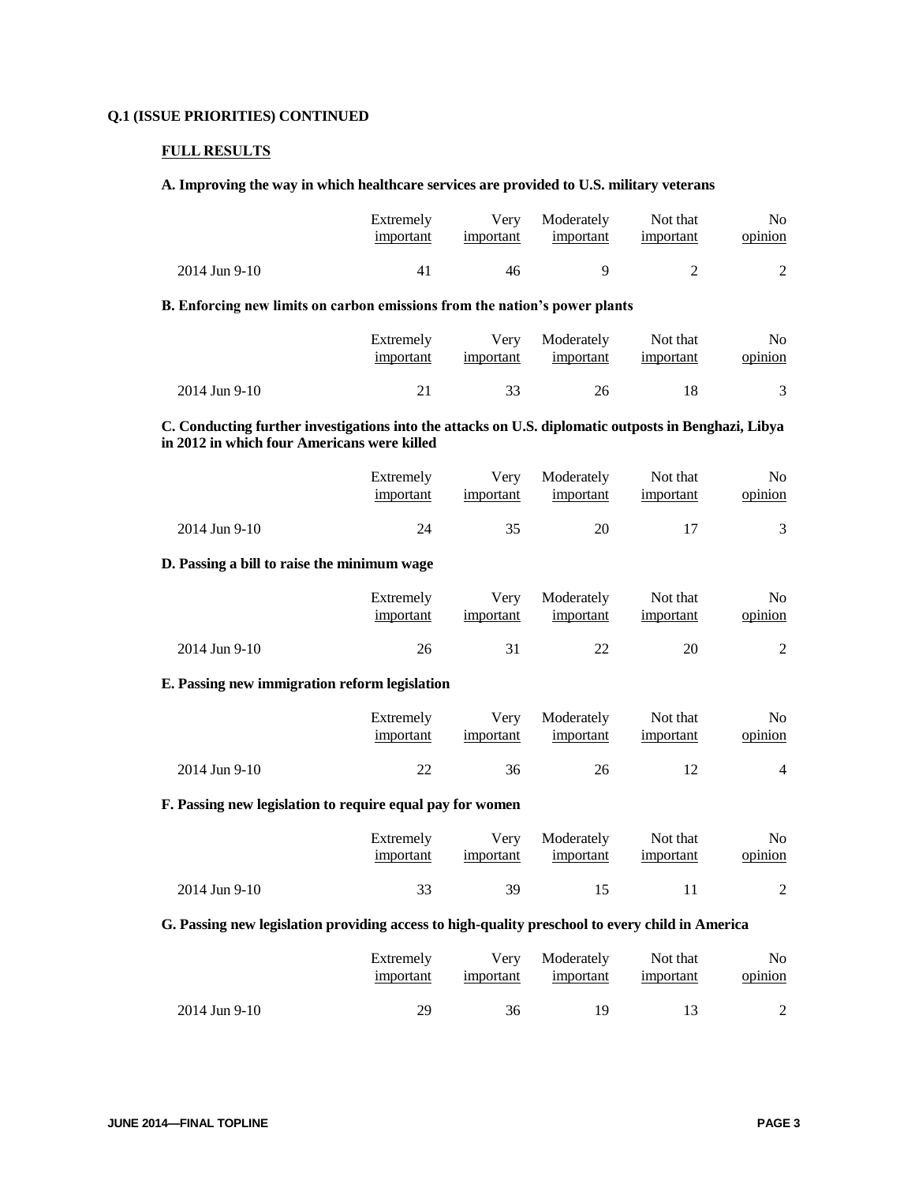**Q.1 (ISSUE PRIORITIES) CONTINUED**

**FULL RESULTS**

**A. Improving the way in which healthcare services are provided to U.S. military veterans**

| | Extremely important | Very important | Moderately important | Not that important | No opinion |
|---|---|---|---|---|---|
| 2014 Jun 9-10 | 41 | 46 | 9 | 2 | 2 |

**B. Enforcing new limits on carbon emissions from the nation's power plants**

| | Extremely important | Very important | Moderately important | Not that important | No opinion |
|---|---|---|---|---|---|
| 2014 Jun 9-10 | 21 | 33 | 26 | 18 | 3 |

**C. Conducting further investigations into the attacks on U.S. diplomatic outposts in Benghazi, Libya in 2012 in which four Americans were killed**

| | Extremely important | Very important | Moderately important | Not that important | No opinion |
|---|---|---|---|---|---|
| 2014 Jun 9-10 | 24 | 35 | 20 | 17 | 3 |

**D. Passing a bill to raise the minimum wage**

| | Extremely important | Very important | Moderately important | Not that important | No opinion |
|---|---|---|---|---|---|
| 2014 Jun 9-10 | 26 | 31 | 22 | 20 | 2 |

**E. Passing new immigration reform legislation**

| | Extremely important | Very important | Moderately important | Not that important | No opinion |
|---|---|---|---|---|---|
| 2014 Jun 9-10 | 22 | 36 | 26 | 12 | 4 |

**F. Passing new legislation to require equal pay for women**

| | Extremely important | Very important | Moderately important | Not that important | No opinion |
|---|---|---|---|---|---|
| 2014 Jun 9-10 | 33 | 39 | 15 | 11 | 2 |

**G. Passing new legislation providing access to high-quality preschool to every child in America**

| | Extremely important | Very important | Moderately important | Not that important | No opinion |
|---|---|---|---|---|---|
| 2014 Jun 9-10 | 29 | 36 | 19 | 13 | 2 |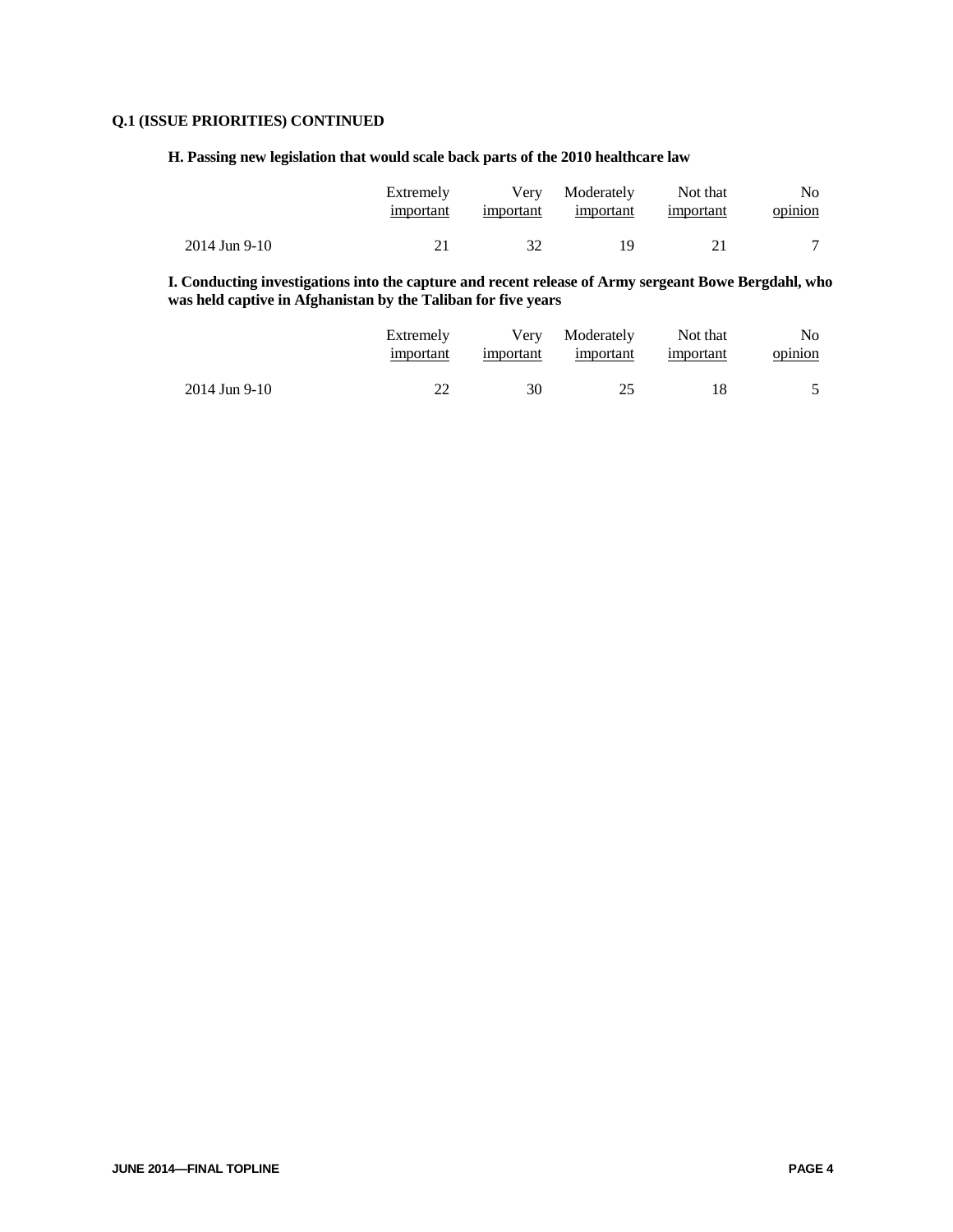**Q.1 (ISSUE PRIORITIES) CONTINUED**

**H. Passing new legislation that would scale back parts of the 2010 healthcare law**

| | Extremely important | Very important | Moderately important | Not that important | No opinion |
|---|---|---|---|---|---|
| 2014 Jun 9-10 | 21 | 32 | 19 | 21 | 7 |

**I. Conducting investigations into the capture and recent release of Army sergeant Bowe Bergdahl, who was held captive in Afghanistan by the Taliban for five years**

| | Extremely important | Very important | Moderately important | Not that important | No opinion |
|---|---|---|---|---|---|
| 2014 Jun 9-10 | 22 | 30 | 25 | 18 | 5 |